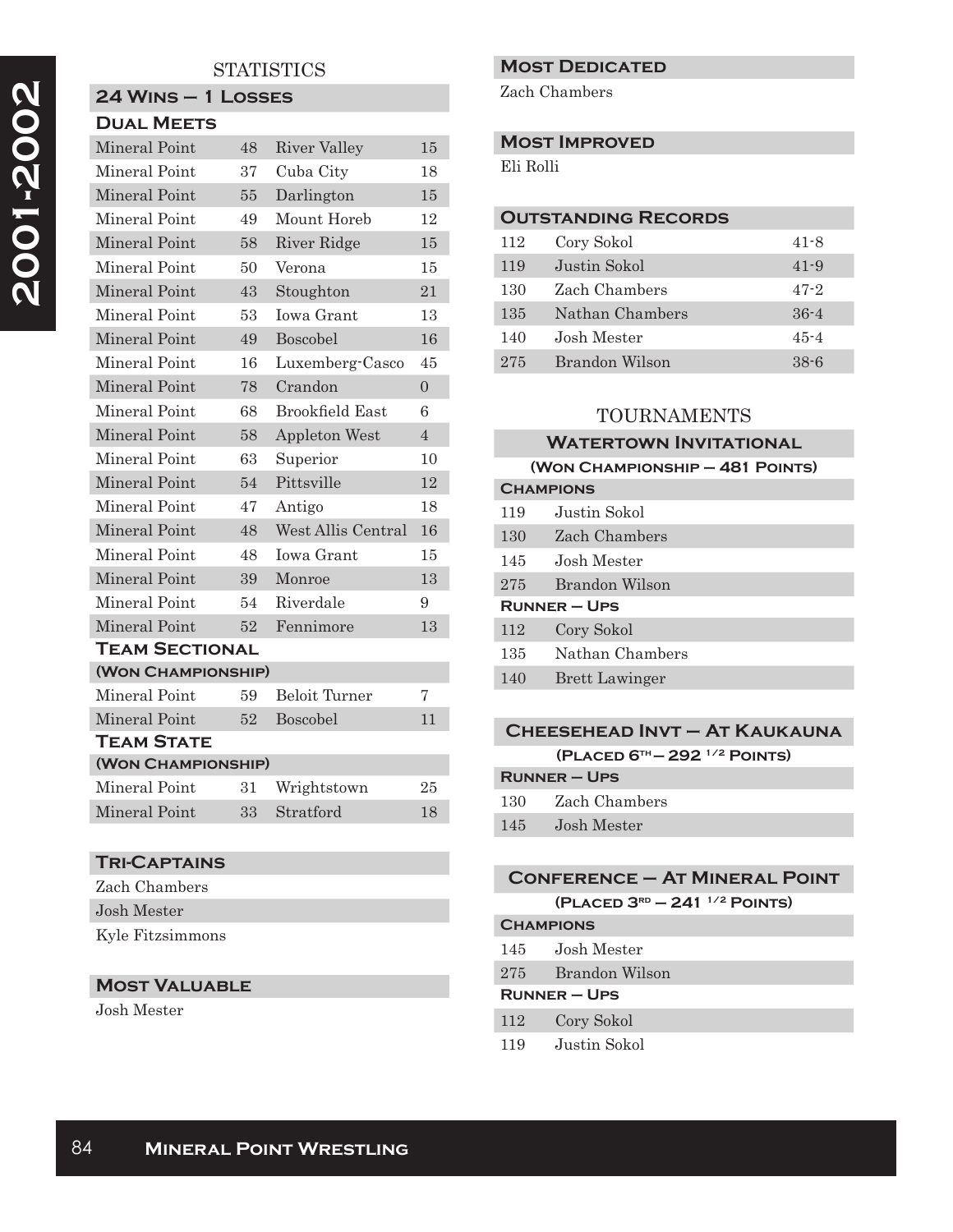# 2001-2002

## STATISTICS

### 24 Wins – 1 Losses

#### Dual Meets

| | | | |
|---|---|---|---|
| Mineral Point | 48 | River Valley | 15 |
| Mineral Point | 37 | Cuba City | 18 |
| Mineral Point | 55 | Darlington | 15 |
| Mineral Point | 49 | Mount Horeb | 12 |
| Mineral Point | 58 | River Ridge | 15 |
| Mineral Point | 50 | Verona | 15 |
| Mineral Point | 43 | Stoughton | 21 |
| Mineral Point | 53 | Iowa Grant | 13 |
| Mineral Point | 49 | Boscobel | 16 |
| Mineral Point | 16 | Luxemberg-Casco | 45 |
| Mineral Point | 78 | Crandon | 0 |
| Mineral Point | 68 | Brookfield East | 6 |
| Mineral Point | 58 | Appleton West | 4 |
| Mineral Point | 63 | Superior | 10 |
| Mineral Point | 54 | Pittsville | 12 |
| Mineral Point | 47 | Antigo | 18 |
| Mineral Point | 48 | West Allis Central | 16 |
| Mineral Point | 48 | Iowa Grant | 15 |
| Mineral Point | 39 | Monroe | 13 |
| Mineral Point | 54 | Riverdale | 9 |
| Mineral Point | 52 | Fennimore | 13 |

#### Team Sectional
**(Won Championship)**

| | | | |
|---|---|---|---|
| Mineral Point | 59 | Beloit Turner | 7 |
| Mineral Point | 52 | Boscobel | 11 |

#### Team State
**(Won Championship)**

| | | | |
|---|---|---|---|
| Mineral Point | 31 | Wrightstown | 25 |
| Mineral Point | 33 | Stratford | 18 |

### Tri-Captains

Zach Chambers
Josh Mester
Kyle Fitzsimmons

### Most Valuable

Josh Mester

### Most Dedicated

Zach Chambers

### Most Improved

Eli Rolli

### Outstanding Records

| | | |
|---|---|---|
| 112 | Cory Sokol | 41-8 |
| 119 | Justin Sokol | 41-9 |
| 130 | Zach Chambers | 47-2 |
| 135 | Nathan Chambers | 36-4 |
| 140 | Josh Mester | 45-4 |
| 275 | Brandon Wilson | 38-6 |

## TOURNAMENTS

### Watertown Invitational
**(Won Championship – 481 Points)**

**Champions**

| | |
|---|---|
| 119 | Justin Sokol |
| 130 | Zach Chambers |
| 145 | Josh Mester |
| 275 | Brandon Wilson |

**Runner – Ups**

| | |
|---|---|
| 112 | Cory Sokol |
| 135 | Nathan Chambers |
| 140 | Brett Lawinger |

### Cheesehead Invt – At Kaukauna
**(Placed 6th – 292 1/2 Points)**

**Runner – Ups**

| | |
|---|---|
| 130 | Zach Chambers |
| 145 | Josh Mester |

### Conference – At Mineral Point
**(Placed 3rd – 241 1/2 Points)**

**Champions**

| | |
|---|---|
| 145 | Josh Mester |
| 275 | Brandon Wilson |

**Runner – Ups**

| | |
|---|---|
| 112 | Cory Sokol |
| 119 | Justin Sokol |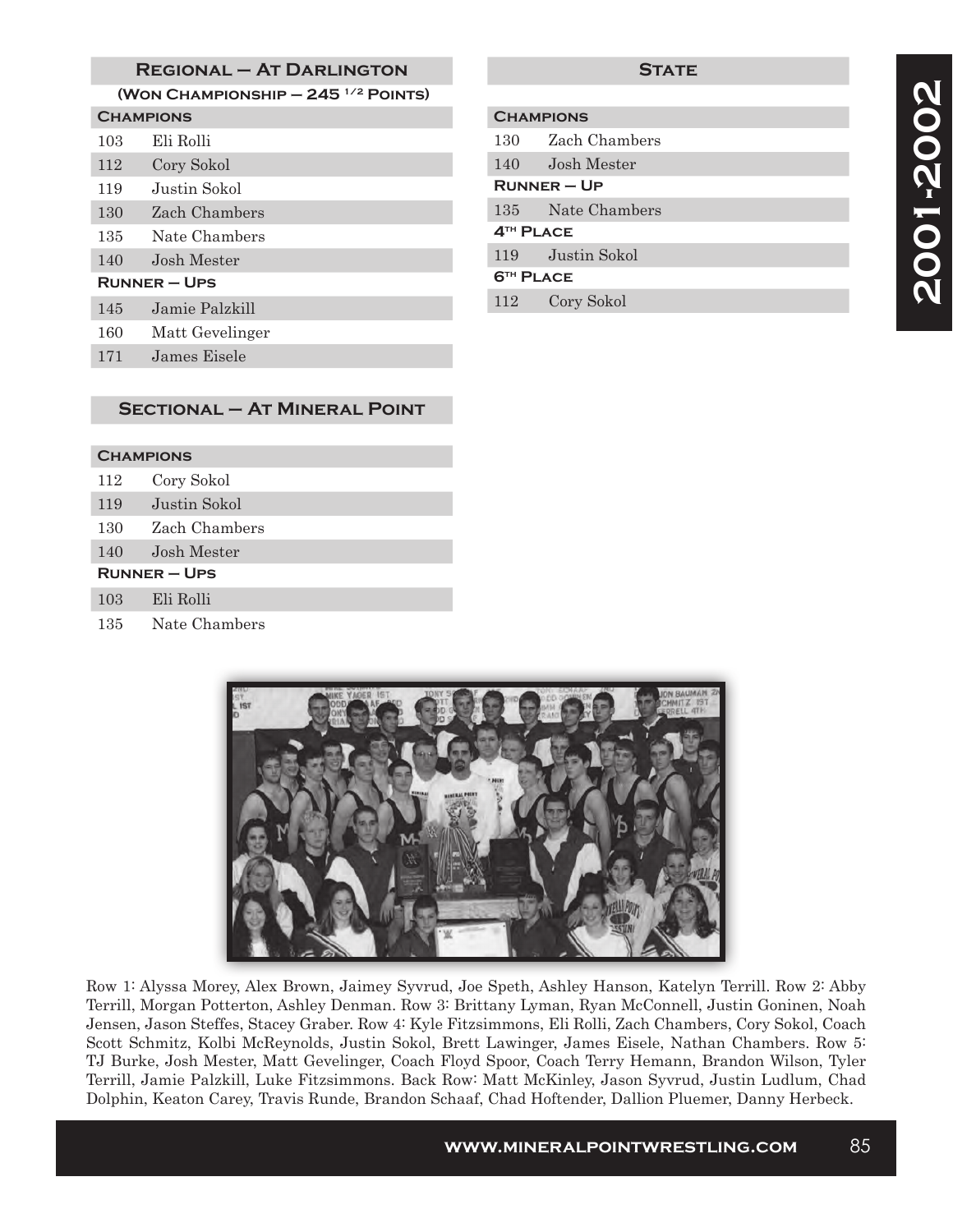## Regional – At Darlington

**(Won Championship – 245 1/2 Points)**

| | |
|---|---|
| **Champions** | |
| 103 | Eli Rolli |
| 112 | Cory Sokol |
| 119 | Justin Sokol |
| 130 | Zach Chambers |
| 135 | Nate Chambers |
| 140 | Josh Mester |
| **Runner – Ups** | |
| 145 | Jamie Palzkill |
| 160 | Matt Gevelinger |
| 171 | James Eisele |

## Sectional – At Mineral Point

| | |
|---|---|
| **Champions** | |
| 112 | Cory Sokol |
| 119 | Justin Sokol |
| 130 | Zach Chambers |
| 140 | Josh Mester |
| **Runner – Ups** | |
| 103 | Eli Rolli |
| 135 | Nate Chambers |

## State

| | |
|---|---|
| **Champions** | |
| 130 | Zach Chambers |
| 140 | Josh Mester |
| **Runner – Up** | |
| 135 | Nate Chambers |
| **4th Place** | |
| 119 | Justin Sokol |
| **6th Place** | |
| 112 | Cory Sokol |

Row 1: Alyssa Morey, Alex Brown, Jaimey Syvrud, Joe Speth, Ashley Hanson, Katelyn Terrill. Row 2: Abby Terrill, Morgan Potterton, Ashley Denman. Row 3: Brittany Lyman, Ryan McConnell, Justin Goninen, Noah Jensen, Jason Steffes, Stacey Graber. Row 4: Kyle Fitzsimmons, Eli Rolli, Zach Chambers, Cory Sokol, Coach Scott Schmitz, Kolbi McReynolds, Justin Sokol, Brett Lawinger, James Eisele, Nathan Chambers. Row 5: TJ Burke, Josh Mester, Matt Gevelinger, Coach Floyd Spoor, Coach Terry Hemann, Brandon Wilson, Tyler Terrill, Jamie Palzkill, Luke Fitzsimmons. Back Row: Matt McKinley, Jason Syvrud, Justin Ludlum, Chad Dolphin, Keaton Carey, Travis Runde, Brandon Schaaf, Chad Hoftender, Dallion Pluemer, Danny Herbeck.